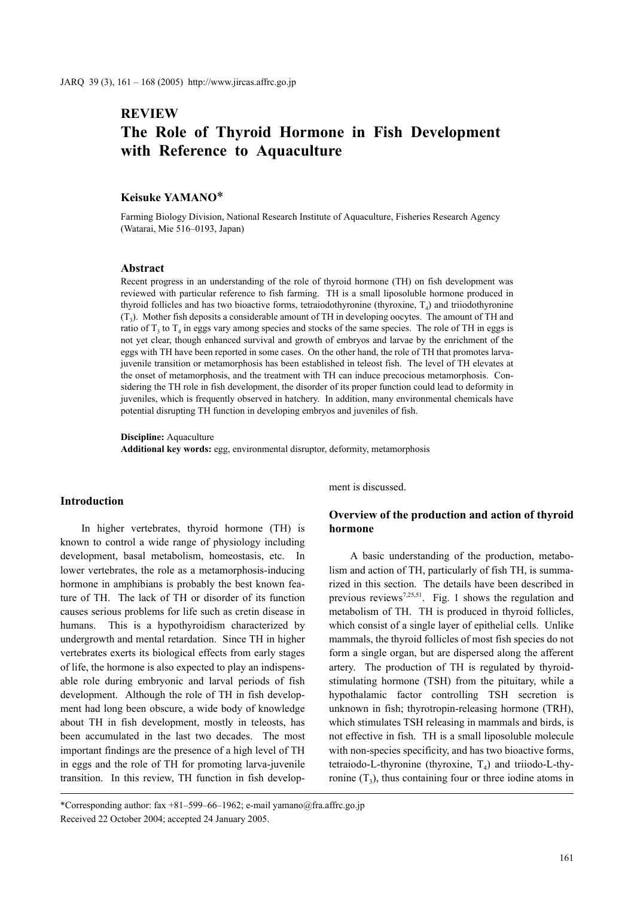## REVIEW

# The Role of Thyroid Hormone in Fish Development with Reference to Aquaculture

**Keisuke YAMANO***

Farming Biology Division, National Research Institute of Aquaculture, Fisheries Research Agency (Watarai, Mie 516–0193, Japan)

### Abstract

Recent progress in an understanding of the role of thyroid hormone (TH) on fish development was reviewed with particular reference to fish farming. TH is a small liposoluble hormone produced in thyroid follicles and has two bioactive forms, tetraiodothyronine (thyroxine, $T_4$) and triiodothyronine ($T_3$). Mother fish deposits a considerable amount of TH in developing oocytes. The amount of TH and ratio of $T_3$ to $T_4$ in eggs vary among species and stocks of the same species. The role of TH in eggs is not yet clear, though enhanced survival and growth of embryos and larvae by the enrichment of the eggs with TH have been reported in some cases. On the other hand, the role of TH that promotes larva-juvenile transition or metamorphosis has been established in teleost fish. The level of TH elevates at the onset of metamorphosis, and the treatment with TH can induce precocious metamorphosis. Considering the TH role in fish development, the disorder of its proper function could lead to deformity in juveniles, which is frequently observed in hatchery. In addition, many environmental chemicals have potential disrupting TH function in developing embryos and juveniles of fish.

**Discipline:** Aquaculture
**Additional key words:** egg, environmental disruptor, deformity, metamorphosis

## Introduction

In higher vertebrates, thyroid hormone (TH) is known to control a wide range of physiology including development, basal metabolism, homeostasis, etc. In lower vertebrates, the role as a metamorphosis-inducing hormone in amphibians is probably the best known feature of TH. The lack of TH or disorder of its function causes serious problems for life such as cretin disease in humans. This is a hypothyroidism characterized by undergrowth and mental retardation. Since TH in higher vertebrates exerts its biological effects from early stages of life, the hormone is also expected to play an indispensable role during embryonic and larval periods of fish development. Although the role of TH in fish development had long been obscure, a wide body of knowledge about TH in fish development, mostly in teleosts, has been accumulated in the last two decades. The most important findings are the presence of a high level of TH in eggs and the role of TH for promoting larva-juvenile transition. In this review, TH function in fish development is discussed.

## Overview of the production and action of thyroid hormone

A basic understanding of the production, metabolism and action of TH, particularly of fish TH, is summarized in this section. The details have been described in previous reviews[7,25,51]. Fig. 1 shows the regulation and metabolism of TH. TH is produced in thyroid follicles, which consist of a single layer of epithelial cells. Unlike mammals, the thyroid follicles of most fish species do not form a single organ, but are dispersed along the afferent artery. The production of TH is regulated by thyroid-stimulating hormone (TSH) from the pituitary, while a hypothalamic factor controlling TSH secretion is unknown in fish; thyrotropin-releasing hormone (TRH), which stimulates TSH releasing in mammals and birds, is not effective in fish. TH is a small liposoluble molecule with non-species specificity, and has two bioactive forms, tetraiodo-L-thyronine (thyroxine, $T_4$) and triiodo-L-thyronine ($T_3$), thus containing four or three iodine atoms in

*Corresponding author: fax +81–599–66–1962; e-mail yamano@fra.affrc.go.jp
Received 22 October 2004; accepted 24 January 2005.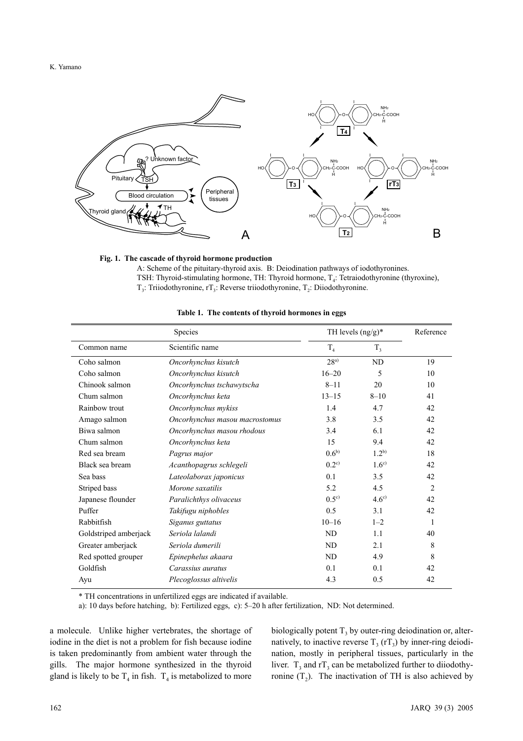**Fig. 1. The cascade of thyroid hormone production**

A: Scheme of the pituitary-thyroid axis. B: Deiodination pathways of iodothyronines.
TSH: Thyroid-stimulating hormone, TH: Thyroid hormone, $T_4$: Tetraiodothyronine (thyroxine), $T_3$: Triiodothyronine, $rT_3$: Reverse triiodothyronine, $T_2$: Diiodothyronine.

**Table 1. The contents of thyroid hormones in eggs**

| Species | | TH levels (ng/g)* | | Reference |
|---|---|---|---|---|
| Common name | Scientific name | $T_4$ | $T_3$ | |
| Coho salmon | *Oncorhynchus kisutch* | 28[a] | ND | 19 |
| Coho salmon | *Oncorhynchus kisutch* | 16–20 | 5 | 10 |
| Chinook salmon | *Oncorhynchus tschawytscha* | 8–11 | 20 | 10 |
| Chum salmon | *Oncorhynchus keta* | 13–15 | 8–10 | 41 |
| Rainbow trout | *Oncorhynchus mykiss* | 1.4 | 4.7 | 42 |
| Amago salmon | *Oncorhynchus masou macrostomus* | 3.8 | 3.5 | 42 |
| Biwa salmon | *Oncorhynchus masou rhodous* | 3.4 | 6.1 | 42 |
| Chum salmon | *Oncorhynchus keta* | 15 | 9.4 | 42 |
| Red sea bream | *Pagrus major* | 0.6[b] | 1.2[b] | 18 |
| Black sea bream | *Acanthopagrus schlegeli* | 0.2[c] | 1.6[c] | 42 |
| Sea bass | *Lateolaborax japonicus* | 0.1 | 3.5 | 42 |
| Striped bass | *Morone saxatilis* | 5.2 | 4.5 | 2 |
| Japanese flounder | *Paralichthys olivaceus* | 0.5[c] | 4.6[c] | 42 |
| Puffer | *Takifugu niphobles* | 0.5 | 3.1 | 42 |
| Rabbitfish | *Siganus guttatus* | 10–16 | 1–2 | 1 |
| Goldstriped amberjack | *Seriola lalandi* | ND | 1.1 | 40 |
| Greater amberjack | *Seriola dumerili* | ND | 2.1 | 8 |
| Red spotted grouper | *Epinephelus akaara* | ND | 4.9 | 8 |
| Goldfish | *Carassius auratus* | 0.1 | 0.1 | 42 |
| Ayu | *Plecoglossus altivelis* | 4.3 | 0.5 | 42 |

\* TH concentrations in unfertilized eggs are indicated if available.

a): 10 days before hatching, b): Fertilized eggs, c): 5–20 h after fertilization, ND: Not determined.

a molecule. Unlike higher vertebrates, the shortage of iodine in the diet is not a problem for fish because iodine is taken predominantly from ambient water through the gills. The major hormone synthesized in the thyroid gland is likely to be $T_4$ in fish. $T_4$ is metabolized to more biologically potent $T_3$ by outer-ring deiodination or, alternatively, to inactive reverse $T_3$ ($rT_3$) by inner-ring deiodination, mostly in peripheral tissues, particularly in the liver. $T_3$ and $rT_3$ can be metabolized further to diiodothyronine ($T_2$). The inactivation of TH is also achieved by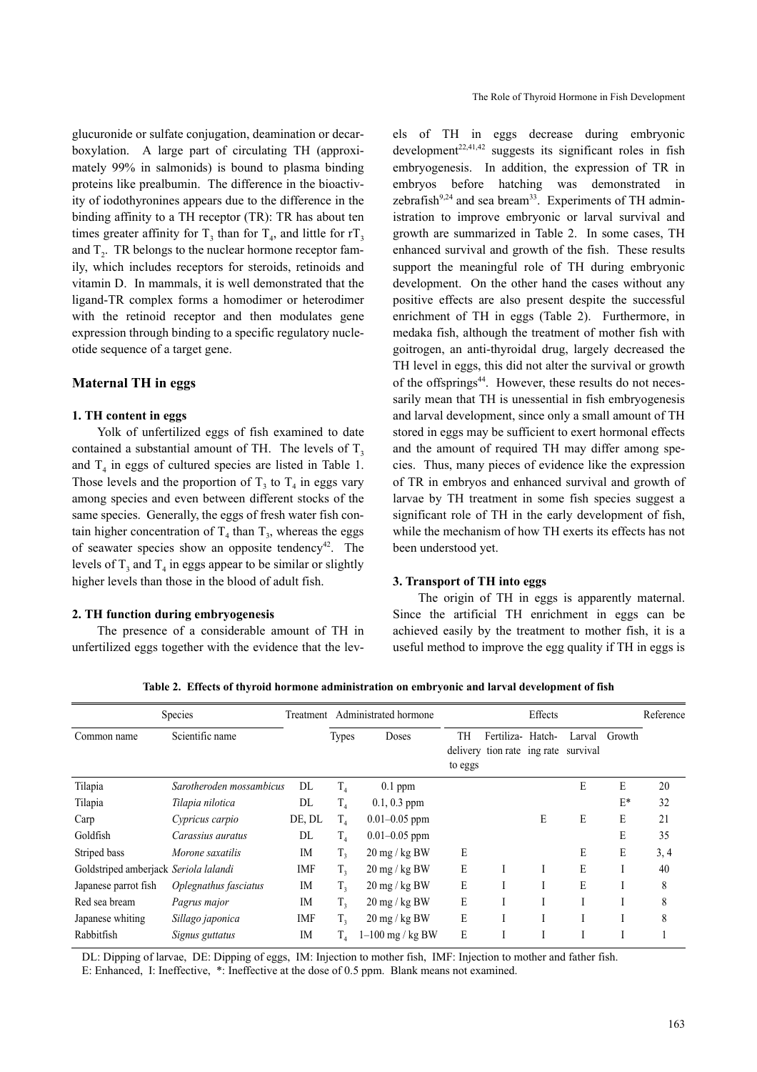glucuronide or sulfate conjugation, deamination or decarboxylation. A large part of circulating TH (approximately 99% in salmonids) is bound to plasma binding proteins like prealbumin. The difference in the bioactivity of iodothyronines appears due to the difference in the binding affinity to a TH receptor (TR): TR has about ten times greater affinity for $T_3$ than for $T_4$, and little for $rT_3$ and $T_2$. TR belongs to the nuclear hormone receptor family, which includes receptors for steroids, retinoids and vitamin D. In mammals, it is well demonstrated that the ligand-TR complex forms a homodimer or heterodimer with the retinoid receptor and then modulates gene expression through binding to a specific regulatory nucleotide sequence of a target gene.

## Maternal TH in eggs

### 1. TH content in eggs

Yolk of unfertilized eggs of fish examined to date contained a substantial amount of TH. The levels of $T_3$ and $T_4$ in eggs of cultured species are listed in Table 1. Those levels and the proportion of $T_3$ to $T_4$ in eggs vary among species and even between different stocks of the same species. Generally, the eggs of fresh water fish contain higher concentration of $T_4$ than $T_3$, whereas the eggs of seawater species show an opposite tendency[42]. The levels of $T_3$ and $T_4$ in eggs appear to be similar or slightly higher levels than those in the blood of adult fish.

### 2. TH function during embryogenesis

The presence of a considerable amount of TH in unfertilized eggs together with the evidence that the levels of TH in eggs decrease during embryonic development[22,41,42] suggests its significant roles in fish embryogenesis. In addition, the expression of TR in embryos before hatching was demonstrated in zebrafish[9,24] and sea bream[33]. Experiments of TH administration to improve embryonic or larval survival and growth are summarized in Table 2. In some cases, TH enhanced survival and growth of the fish. These results support the meaningful role of TH during embryonic development. On the other hand the cases without any positive effects are also present despite the successful enrichment of TH in eggs (Table 2). Furthermore, in medaka fish, although the treatment of mother fish with goitrogen, an anti-thyroidal drug, largely decreased the TH level in eggs, this did not alter the survival or growth of the offsprings[44]. However, these results do not necessarily mean that TH is unessential in fish embryogenesis and larval development, since only a small amount of TH stored in eggs may be sufficient to exert hormonal effects and the amount of required TH may differ among species. Thus, many pieces of evidence like the expression of TR in embryos and enhanced survival and growth of larvae by TH treatment in some fish species suggest a significant role of TH in the early development of fish, while the mechanism of how TH exerts its effects has not been understood yet.

### 3. Transport of TH into eggs

The origin of TH in eggs is apparently maternal. Since the artificial TH enrichment in eggs can be achieved easily by the treatment to mother fish, it is a useful method to improve the egg quality if TH in eggs is

**Table 2. Effects of thyroid hormone administration on embryonic and larval development of fish**

| Species | | Treatment | Administrated hormone | | Effects | | | | | Reference |
|---|---|---|---|---|---|---|---|---|---|---|
| Common name | Scientific name | | Types | Doses | TH delivery to eggs | Fertilization rate | Hatching rate | Larval survival | Growth | |
| Tilapia | *Sarotheroden mossambicus* | DL | $T_4$ | 0.1 ppm | | | | E | E | 20 |
| Tilapia | *Tilapia nilotica* | DL | $T_4$ | 0.1, 0.3 ppm | | | | | E* | 32 |
| Carp | *Cypricus carpio* | DE, DL | $T_4$ | 0.01–0.05 ppm | | | E | E | E | 21 |
| Goldfish | *Carassius auratus* | DL | $T_4$ | 0.01–0.05 ppm | | | | | E | 35 |
| Striped bass | *Morone saxatilis* | IM | $T_3$ | 20 mg / kg BW | E | | | E | E | 3, 4 |
| Goldstriped amberjack | *Seriola lalandi* | IMF | $T_3$ | 20 mg / kg BW | E | I | I | E | I | 40 |
| Japanese parrot fish | *Oplegnathus fasciatus* | IM | $T_3$ | 20 mg / kg BW | E | I | I | E | I | 8 |
| Red sea bream | *Pagrus major* | IM | $T_3$ | 20 mg / kg BW | E | I | I | I | I | 8 |
| Japanese whiting | *Sillago japonica* | IMF | $T_3$ | 20 mg / kg BW | E | I | I | I | I | 8 |
| Rabbitfish | *Signus guttatus* | IM | $T_4$ | 1–100 mg / kg BW | E | I | I | I | I | 1 |

DL: Dipping of larvae, DE: Dipping of eggs, IM: Injection to mother fish, IMF: Injection to mother and father fish.
E: Enhanced, I: Ineffective, *: Ineffective at the dose of 0.5 ppm. Blank means not examined.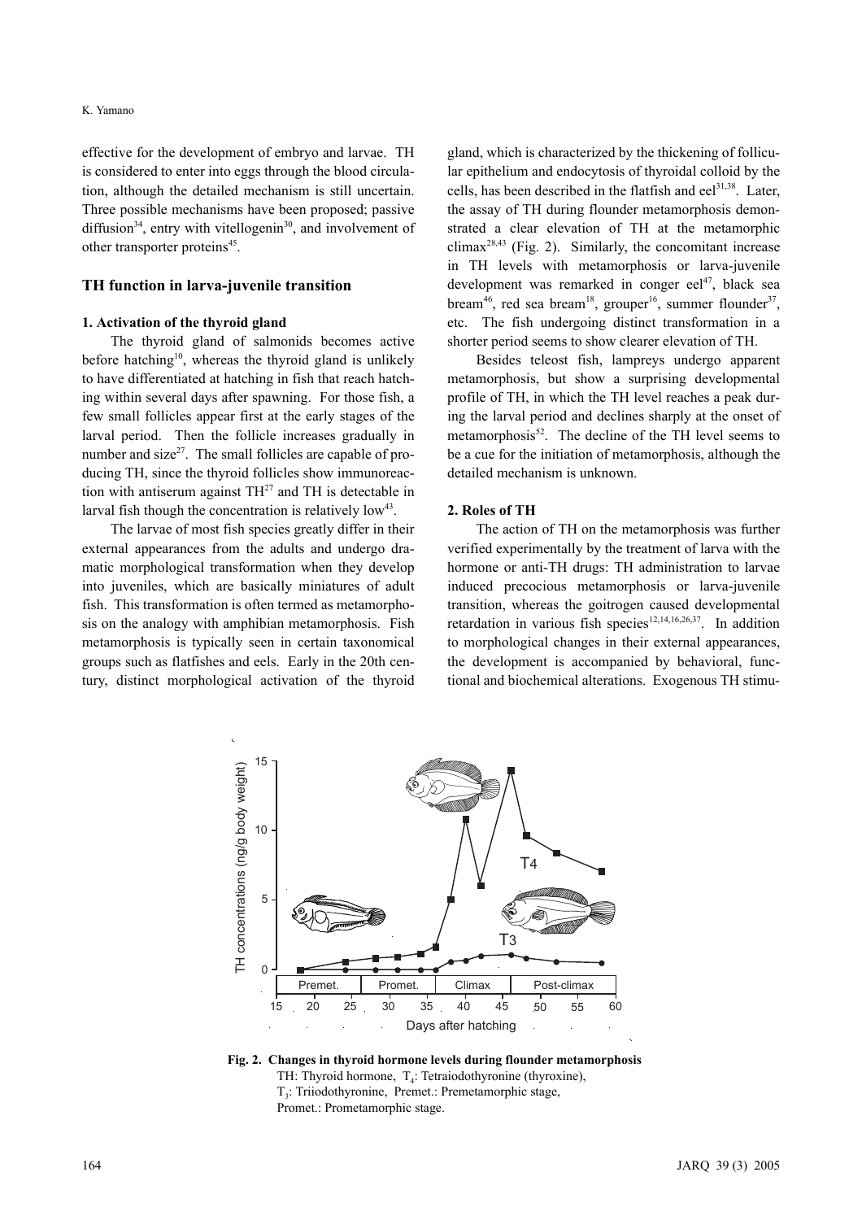effective for the development of embryo and larvae. TH is considered to enter into eggs through the blood circulation, although the detailed mechanism is still uncertain. Three possible mechanisms have been proposed; passive diffusion[34], entry with vitellogenin[30], and involvement of other transporter proteins[45].

## TH function in larva-juvenile transition

### 1. Activation of the thyroid gland

The thyroid gland of salmonids becomes active before hatching[10], whereas the thyroid gland is unlikely to have differentiated at hatching in fish that reach hatching within several days after spawning. For those fish, a few small follicles appear first at the early stages of the larval period. Then the follicle increases gradually in number and size[27]. The small follicles are capable of producing TH, since the thyroid follicles show immunoreaction with antiserum against TH[27] and TH is detectable in larval fish though the concentration is relatively low[43].

The larvae of most fish species greatly differ in their external appearances from the adults and undergo dramatic morphological transformation when they develop into juveniles, which are basically miniatures of adult fish. This transformation is often termed as metamorphosis on the analogy with amphibian metamorphosis. Fish metamorphosis is typically seen in certain taxonomical groups such as flatfishes and eels. Early in the 20th century, distinct morphological activation of the thyroid gland, which is characterized by the thickening of follicular epithelium and endocytosis of thyroidal colloid by the cells, has been described in the flatfish and eel[31,38]. Later, the assay of TH during flounder metamorphosis demonstrated a clear elevation of TH at the metamorphic climax[28,43] (Fig. 2). Similarly, the concomitant increase in TH levels with metamorphosis or larva-juvenile development was remarked in conger eel[47], black sea bream[46], red sea bream[18], grouper[16], summer flounder[37], etc. The fish undergoing distinct transformation in a shorter period seems to show clearer elevation of TH.

Besides teleost fish, lampreys undergo apparent metamorphosis, but show a surprising developmental profile of TH, in which the TH level reaches a peak during the larval period and declines sharply at the onset of metamorphosis[52]. The decline of the TH level seems to be a cue for the initiation of metamorphosis, although the detailed mechanism is unknown.

### 2. Roles of TH

The action of TH on the metamorphosis was further verified experimentally by the treatment of larva with the hormone or anti-TH drugs: TH administration to larvae induced precocious metamorphosis or larva-juvenile transition, whereas the goitrogen caused developmental retardation in various fish species[12,14,16,26,37]. In addition to morphological changes in their external appearances, the development is accompanied by behavioral, functional and biochemical alterations. Exogenous TH stimu-

**Fig. 2. Changes in thyroid hormone levels during flounder metamorphosis**
TH: Thyroid hormone, $T_4$: Tetraiodothyronine (thyroxine),
$T_3$: Triiodothyronine, Premet.: Premetamorphic stage,
Promet.: Prometamorphic stage.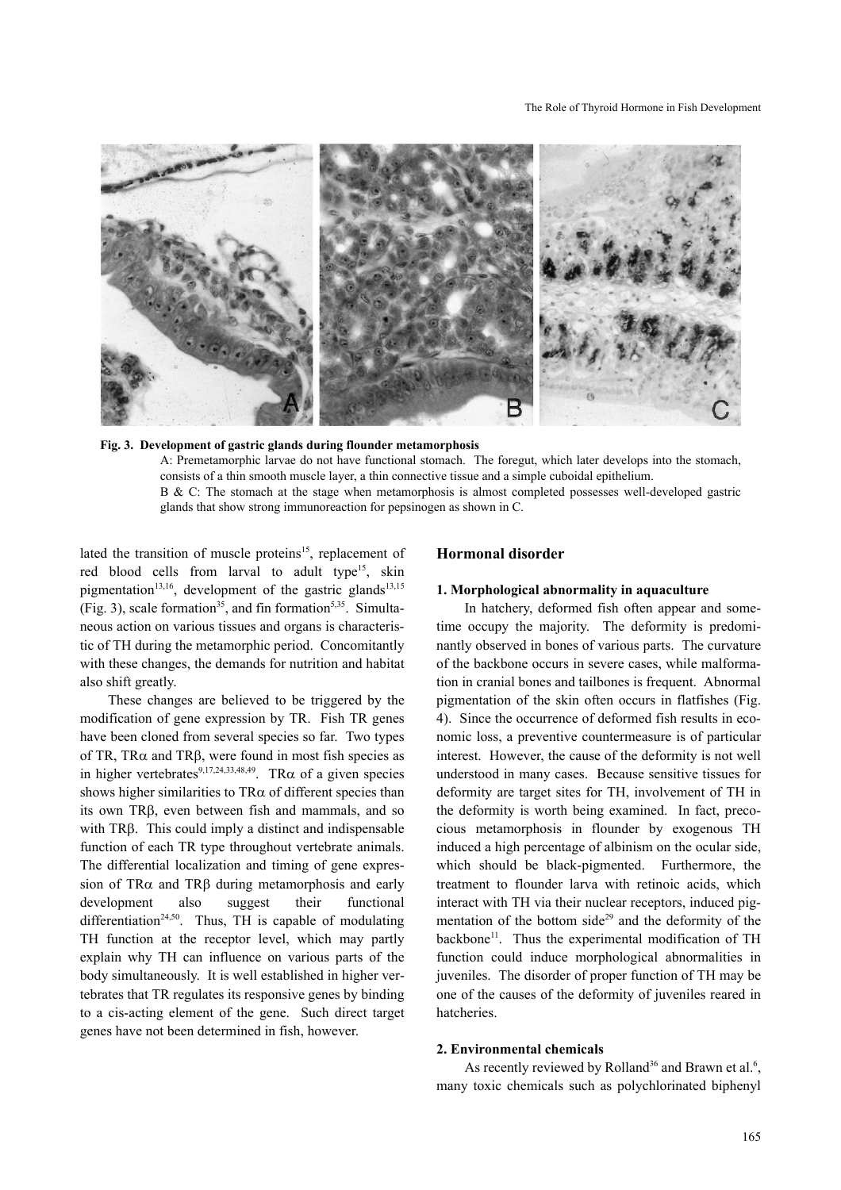Fig. 3. Development of gastric glands during flounder metamorphosis

A: Premetamorphic larvae do not have functional stomach. The foregut, which later develops into the stomach, consists of a thin smooth muscle layer, a thin connective tissue and a simple cuboidal epithelium.

B & C: The stomach at the stage when metamorphosis is almost completed possesses well-developed gastric glands that show strong immunoreaction for pepsinogen as shown in C.

lated the transition of muscle proteins[15], replacement of red blood cells from larval to adult type[15], skin pigmentation[13,16], development of the gastric glands[13,15] (Fig. 3), scale formation[35], and fin formation[5,35]. Simultaneous action on various tissues and organs is characteristic of TH during the metamorphic period. Concomitantly with these changes, the demands for nutrition and habitat also shift greatly.

These changes are believed to be triggered by the modification of gene expression by TR. Fish TR genes have been cloned from several species so far. Two types of TR, TRα and TRβ, were found in most fish species as in higher vertebrates[9,17,24,33,48,49]. TRα of a given species shows higher similarities to TRα of different species than its own TRβ, even between fish and mammals, and so with TRβ. This could imply a distinct and indispensable function of each TR type throughout vertebrate animals. The differential localization and timing of gene expression of TRα and TRβ during metamorphosis and early development also suggest their functional differentiation[24,50]. Thus, TH is capable of modulating TH function at the receptor level, which may partly explain why TH can influence on various parts of the body simultaneously. It is well established in higher vertebrates that TR regulates its responsive genes by binding to a cis-acting element of the gene. Such direct target genes have not been determined in fish, however.

## Hormonal disorder

### 1. Morphological abnormality in aquaculture

In hatchery, deformed fish often appear and sometime occupy the majority. The deformity is predominantly observed in bones of various parts. The curvature of the backbone occurs in severe cases, while malformation in cranial bones and tailbones is frequent. Abnormal pigmentation of the skin often occurs in flatfishes (Fig. 4). Since the occurrence of deformed fish results in economic loss, a preventive countermeasure is of particular interest. However, the cause of the deformity is not well understood in many cases. Because sensitive tissues for deformity are target sites for TH, involvement of TH in the deformity is worth being examined. In fact, precocious metamorphosis in flounder by exogenous TH induced a high percentage of albinism on the ocular side, which should be black-pigmented. Furthermore, the treatment to flounder larva with retinoic acids, which interact with TH via their nuclear receptors, induced pigmentation of the bottom side[29] and the deformity of the backbone[11]. Thus the experimental modification of TH function could induce morphological abnormalities in juveniles. The disorder of proper function of TH may be one of the causes of the deformity of juveniles reared in hatcheries.

### 2. Environmental chemicals

As recently reviewed by Rolland[36] and Brawn et al.[6], many toxic chemicals such as polychlorinated biphenyl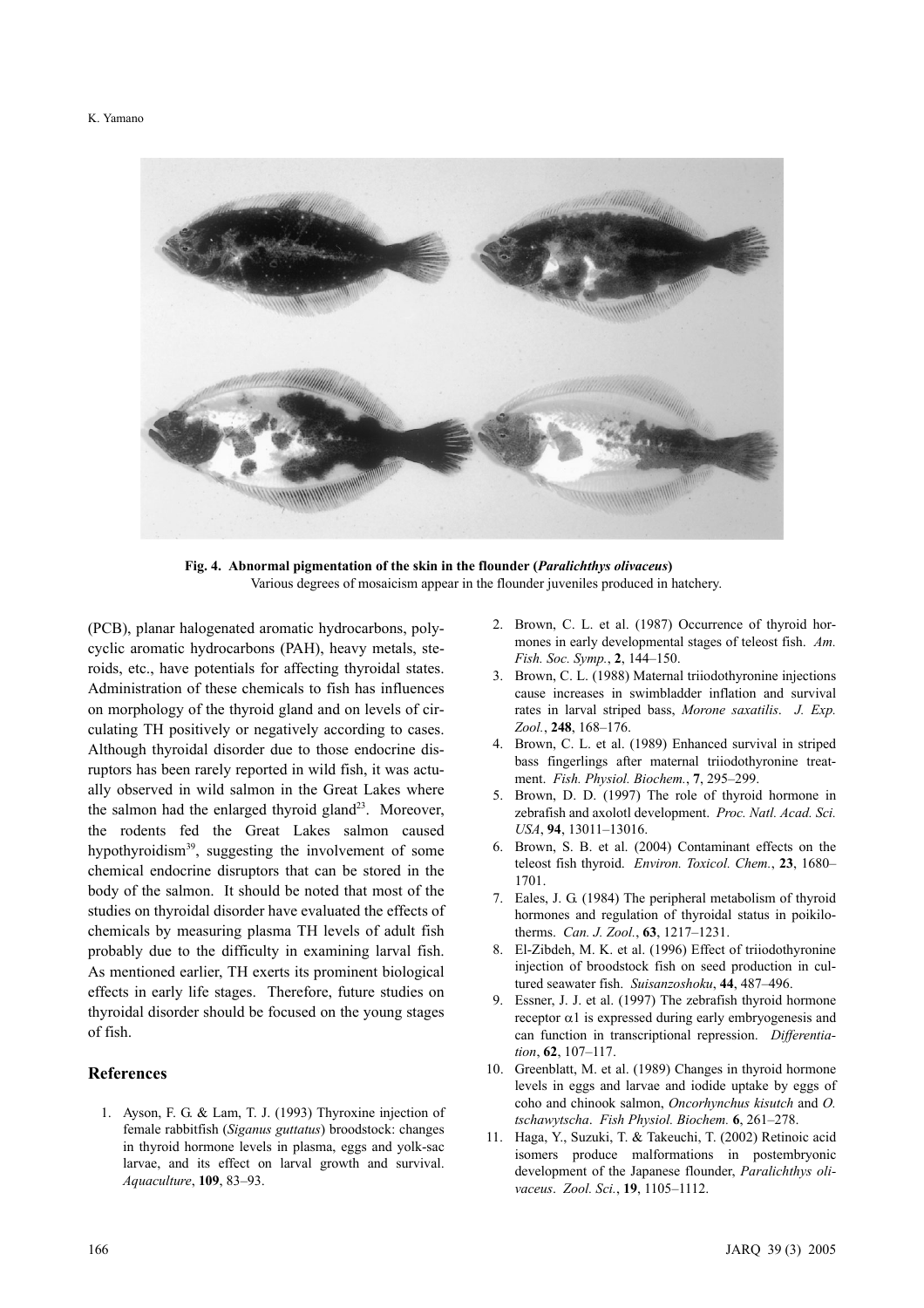Fig. 4. **Abnormal pigmentation of the skin in the flounder (*Paralichthys olivaceus*)**
Various degrees of mosaicism appear in the flounder juveniles produced in hatchery.

(PCB), planar halogenated aromatic hydrocarbons, polycyclic aromatic hydrocarbons (PAH), heavy metals, steroids, etc., have potentials for affecting thyroidal states. Administration of these chemicals to fish has influences on morphology of the thyroid gland and on levels of circulating TH positively or negatively according to cases. Although thyroidal disorder due to those endocrine disruptors has been rarely reported in wild fish, it was actually observed in wild salmon in the Great Lakes where the salmon had the enlarged thyroid gland[23]. Moreover, the rodents fed the Great Lakes salmon caused hypothyroidism[39], suggesting the involvement of some chemical endocrine disruptors that can be stored in the body of the salmon. It should be noted that most of the studies on thyroidal disorder have evaluated the effects of chemicals by measuring plasma TH levels of adult fish probably due to the difficulty in examining larval fish. As mentioned earlier, TH exerts its prominent biological effects in early life stages. Therefore, future studies on thyroidal disorder should be focused on the young stages of fish.

## References

1. Ayson, F. G. & Lam, T. J. (1993) Thyroxine injection of female rabbitfish (*Siganus guttatus*) broodstock: changes in thyroid hormone levels in plasma, eggs and yolk-sac larvae, and its effect on larval growth and survival. *Aquaculture*, **109**, 83–93.
2. Brown, C. L. et al. (1987) Occurrence of thyroid hormones in early developmental stages of teleost fish. *Am. Fish. Soc. Symp.*, **2**, 144–150.
3. Brown, C. L. (1988) Maternal triiodothyronine injections cause increases in swimbladder inflation and survival rates in larval striped bass, *Morone saxatilis*. *J. Exp. Zool.*, **248**, 168–176.
4. Brown, C. L. et al. (1989) Enhanced survival in striped bass fingerlings after maternal triiodothyronine treatment. *Fish. Physiol. Biochem.*, **7**, 295–299.
5. Brown, D. D. (1997) The role of thyroid hormone in zebrafish and axolotl development. *Proc. Natl. Acad. Sci. USA*, **94**, 13011–13016.
6. Brown, S. B. et al. (2004) Contaminant effects on the teleost fish thyroid. *Environ. Toxicol. Chem.*, **23**, 1680–1701.
7. Eales, J. G. (1984) The peripheral metabolism of thyroid hormones and regulation of thyroidal status in poikilotherms. *Can. J. Zool.*, **63**, 1217–1231.
8. El-Zibdeh, M. K. et al. (1996) Effect of triiodothyronine injection of broodstock fish on seed production in cultured seawater fish. *Suisanzoshoku*, **44**, 487–496.
9. Essner, J. J. et al. (1997) The zebrafish thyroid hormone receptor $\alpha 1$ is expressed during early embryogenesis and can function in transcriptional repression. *Differentiation*, **62**, 107–117.
10. Greenblatt, M. et al. (1989) Changes in thyroid hormone levels in eggs and larvae and iodide uptake by eggs of coho and chinook salmon, *Oncorhynchus kisutch* and *O. tschawytscha*. *Fish Physiol. Biochem.* **6**, 261–278.
11. Haga, Y., Suzuki, T. & Takeuchi, T. (2002) Retinoic acid isomers produce malformations in postembryonic development of the Japanese flounder, *Paralichthys olivaceus*. *Zool. Sci.*, **19**, 1105–1112.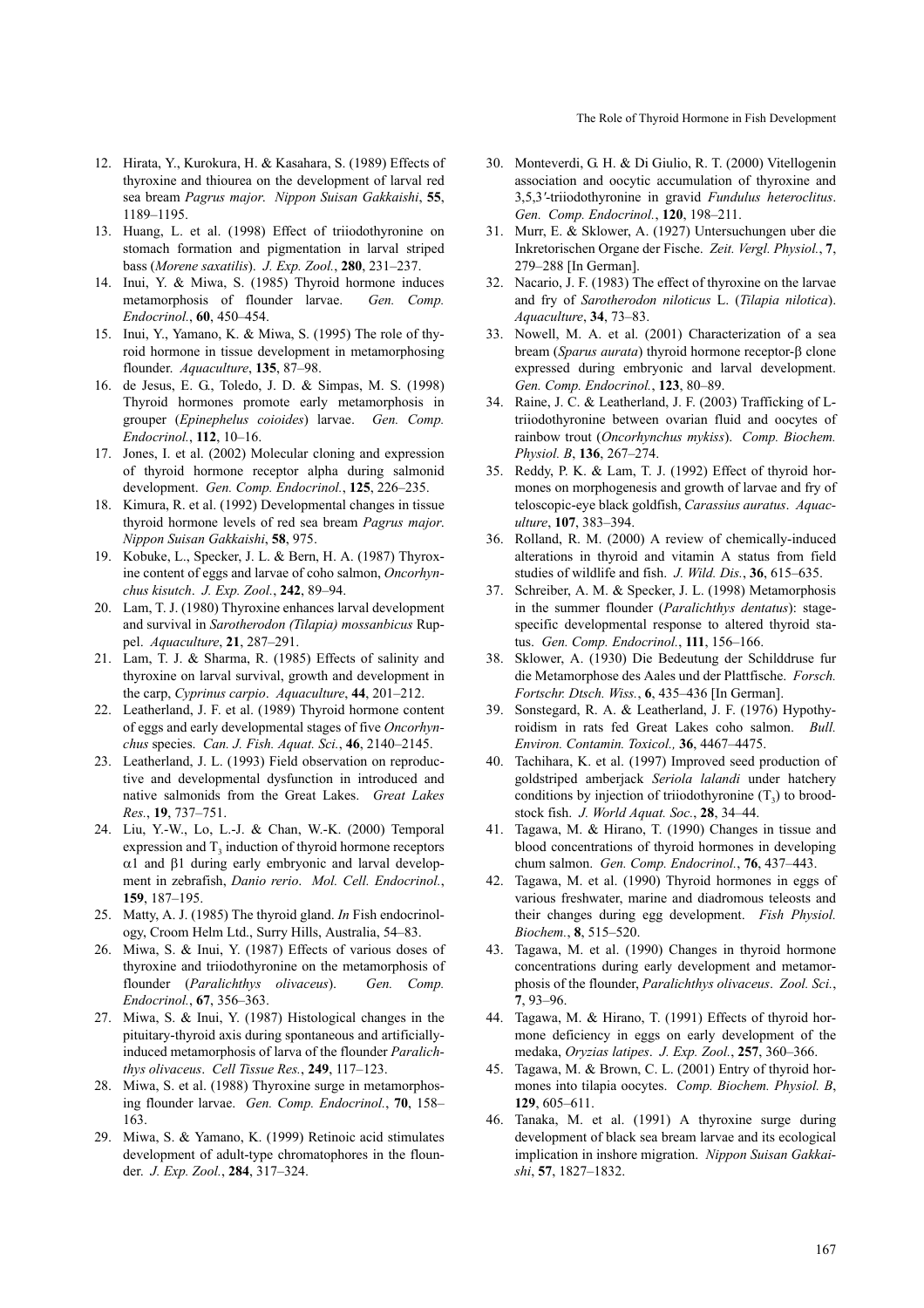12. Hirata, Y., Kurokura, H. & Kasahara, S. (1989) Effects of thyroxine and thiourea on the development of larval red sea bream *Pagrus major*. *Nippon Suisan Gakkaishi*, **55**, 1189–1195.
13. Huang, L. et al. (1998) Effect of triiodothyronine on stomach formation and pigmentation in larval striped bass (*Morene saxatilis*). *J. Exp. Zool.*, **280**, 231–237.
14. Inui, Y. & Miwa, S. (1985) Thyroid hormone induces metamorphosis of flounder larvae. *Gen. Comp. Endocrinol.*, **60**, 450–454.
15. Inui, Y., Yamano, K. & Miwa, S. (1995) The role of thyroid hormone in tissue development in metamorphosing flounder. *Aquaculture*, **135**, 87–98.
16. de Jesus, E. G., Toledo, J. D. & Simpas, M. S. (1998) Thyroid hormones promote early metamorphosis in grouper (*Epinephelus coioides*) larvae. *Gen. Comp. Endocrinol.*, **112**, 10–16.
17. Jones, I. et al. (2002) Molecular cloning and expression of thyroid hormone receptor alpha during salmonid development. *Gen. Comp. Endocrinol.*, **125**, 226–235.
18. Kimura, R. et al. (1992) Developmental changes in tissue thyroid hormone levels of red sea bream *Pagrus major*. *Nippon Suisan Gakkaishi*, **58**, 975.
19. Kobuke, L., Specker, J. L. & Bern, H. A. (1987) Thyroxine content of eggs and larvae of coho salmon, *Oncorhynchus kisutch*. *J. Exp. Zool.*, **242**, 89–94.
20. Lam, T. J. (1980) Thyroxine enhances larval development and survival in *Sarotherodon (Tilapia) mossanbicus* Ruppel. *Aquaculture*, **21**, 287–291.
21. Lam, T. J. & Sharma, R. (1985) Effects of salinity and thyroxine on larval survival, growth and development in the carp, *Cyprinus carpio*. *Aquaculture*, **44**, 201–212.
22. Leatherland, J. F. et al. (1989) Thyroid hormone content of eggs and early developmental stages of five *Oncorhynchus* species. *Can. J. Fish. Aquat. Sci.*, **46**, 2140–2145.
23. Leatherland, J. L. (1993) Field observation on reproductive and developmental dysfunction in introduced and native salmonids from the Great Lakes. *Great Lakes Res.*, **19**, 737–751.
24. Liu, Y.-W., Lo, L.-J. & Chan, W.-K. (2000) Temporal expression and $T_3$ induction of thyroid hormone receptors α1 and β1 during early embryonic and larval development in zebrafish, *Danio rerio*. *Mol. Cell. Endocrinol.*, **159**, 187–195.
25. Matty, A. J. (1985) The thyroid gland. *In* Fish endocrinology, Croom Helm Ltd., Surry Hills, Australia, 54–83.
26. Miwa, S. & Inui, Y. (1987) Effects of various doses of thyroxine and triiodothyronine on the metamorphosis of flounder (*Paralichthys olivaceus*). *Gen. Comp. Endocrinol.*, **67**, 356–363.
27. Miwa, S. & Inui, Y. (1987) Histological changes in the pituitary-thyroid axis during spontaneous and artificially-induced metamorphosis of larva of the flounder *Paralichthys olivaceus*. *Cell Tissue Res.*, **249**, 117–123.
28. Miwa, S. et al. (1988) Thyroxine surge in metamorphosing flounder larvae. *Gen. Comp. Endocrinol.*, **70**, 158–163.
29. Miwa, S. & Yamano, K. (1999) Retinoic acid stimulates development of adult-type chromatophores in the flounder. *J. Exp. Zool.*, **284**, 317–324.
30. Monteverdi, G. H. & Di Giulio, R. T. (2000) Vitellogenin association and oocytic accumulation of thyroxine and 3,5,3′-triiodothyronine in gravid *Fundulus heteroclitus*. *Gen. Comp. Endocrinol.*, **120**, 198–211.
31. Murr, E. & Sklower, A. (1927) Untersuchungen uber die Inkretorischen Organe der Fische. *Zeit. Vergl. Physiol.*, **7**, 279–288 [In German].
32. Nacario, J. F. (1983) The effect of thyroxine on the larvae and fry of *Sarotherodon niloticus* L. (*Tilapia nilotica*). *Aquaculture*, **34**, 73–83.
33. Nowell, M. A. et al. (2001) Characterization of a sea bream (*Sparus aurata*) thyroid hormone receptor-β clone expressed during embryonic and larval development. *Gen. Comp. Endocrinol.*, **123**, 80–89.
34. Raine, J. C. & Leatherland, J. F. (2003) Trafficking of L-triiodothyronine between ovarian fluid and oocytes of rainbow trout (*Oncorhynchus mykiss*). *Comp. Biochem. Physiol. B*, **136**, 267–274.
35. Reddy, P. K. & Lam, T. J. (1992) Effect of thyroid hormones on morphogenesis and growth of larvae and fry of teloscopic-eye black goldfish, *Carassius auratus*. *Aquaculture*, **107**, 383–394.
36. Rolland, R. M. (2000) A review of chemically-induced alterations in thyroid and vitamin A status from field studies of wildlife and fish. *J. Wild. Dis.*, **36**, 615–635.
37. Schreiber, A. M. & Specker, J. L. (1998) Metamorphosis in the summer flounder (*Paralichthys dentatus*): stage-specific developmental response to altered thyroid status. *Gen. Comp. Endocrinol.*, **111**, 156–166.
38. Sklower, A. (1930) Die Bedeutung der Schilddruse fur die Metamorphose des Aales und der Plattfische. *Forsch. Fortschr. Dtsch. Wiss.*, **6**, 435–436 [In German].
39. Sonstegard, R. A. & Leatherland, J. F. (1976) Hypothyroidism in rats fed Great Lakes coho salmon. *Bull. Environ. Contamin. Toxicol.,* **36**, 4467–4475.
40. Tachihara, K. et al. (1997) Improved seed production of goldstriped amberjack *Seriola lalandi* under hatchery conditions by injection of triiodothyronine ($T_3$) to broodstock fish. *J. World Aquat. Soc.*, **28**, 34–44.
41. Tagawa, M. & Hirano, T. (1990) Changes in tissue and blood concentrations of thyroid hormones in developing chum salmon. *Gen. Comp. Endocrinol.*, **76**, 437–443.
42. Tagawa, M. et al. (1990) Thyroid hormones in eggs of various freshwater, marine and diadromous teleosts and their changes during egg development. *Fish Physiol. Biochem.*, **8**, 515–520.
43. Tagawa, M. et al. (1990) Changes in thyroid hormone concentrations during early development and metamorphosis of the flounder, *Paralichthys olivaceus*. *Zool. Sci.*, **7**, 93–96.
44. Tagawa, M. & Hirano, T. (1991) Effects of thyroid hormone deficiency in eggs on early development of the medaka, *Oryzias latipes*. *J. Exp. Zool.*, **257**, 360–366.
45. Tagawa, M. & Brown, C. L. (2001) Entry of thyroid hormones into tilapia oocytes. *Comp. Biochem. Physiol. B*, **129**, 605–611.
46. Tanaka, M. et al. (1991) A thyroxine surge during development of black sea bream larvae and its ecological implication in inshore migration. *Nippon Suisan Gakkaishi*, **57**, 1827–1832.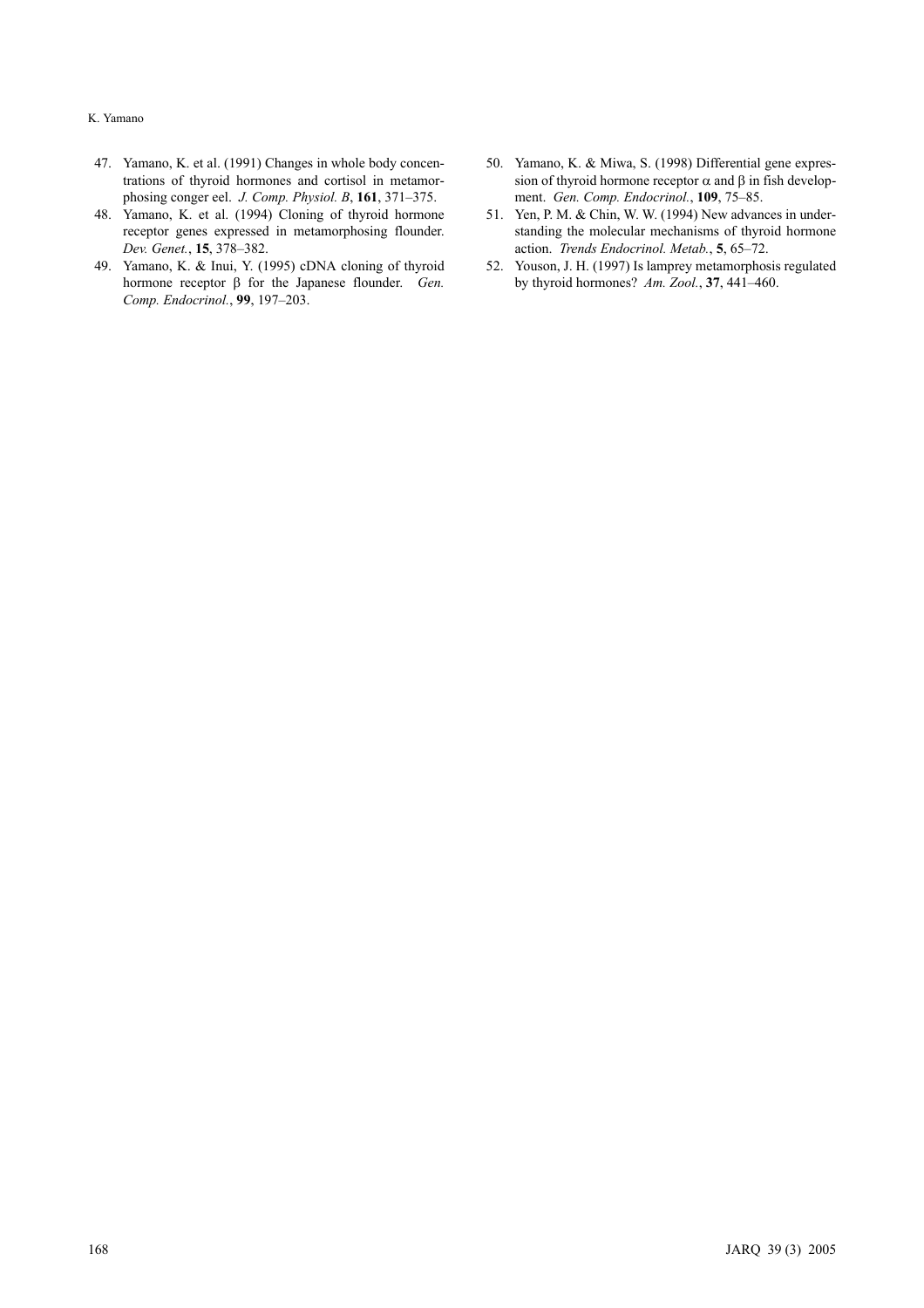47. Yamano, K. et al. (1991) Changes in whole body concentrations of thyroid hormones and cortisol in metamorphosing conger eel. *J. Comp. Physiol. B*, **161**, 371–375.
48. Yamano, K. et al. (1994) Cloning of thyroid hormone receptor genes expressed in metamorphosing flounder. *Dev. Genet.*, **15**, 378–382.
49. Yamano, K. & Inui, Y. (1995) cDNA cloning of thyroid hormone receptor β for the Japanese flounder. *Gen. Comp. Endocrinol.*, **99**, 197–203.
50. Yamano, K. & Miwa, S. (1998) Differential gene expression of thyroid hormone receptor α and β in fish development. *Gen. Comp. Endocrinol.*, **109**, 75–85.
51. Yen, P. M. & Chin, W. W. (1994) New advances in understanding the molecular mechanisms of thyroid hormone action. *Trends Endocrinol. Metab.*, **5**, 65–72.
52. Youson, J. H. (1997) Is lamprey metamorphosis regulated by thyroid hormones? *Am. Zool.*, **37**, 441–460.